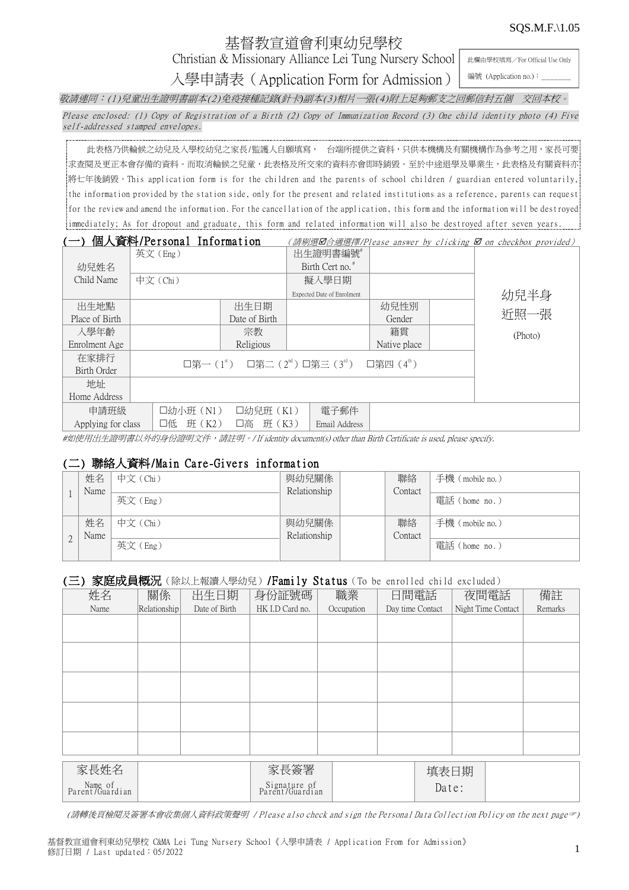SQS.M.F.\1.05

# 基督教宣道會利東幼兒學校

Christian & Missionary Alliance Lei Tung Nursery School

## 入學申請表（Application Form for Admission）

| 此欄由學校填寫／For Official Use Only |
|---|
| 編號 (Application no.)：_______ |

*敬請連同：(1)兒童出生證明書副本(2)免疫接種記錄(針卡)副本(3)相片一張(4)附上足夠郵支之回郵信封五個　交回本校。*

*Please enclosed: (1) Copy of Registration of a Birth (2) Copy of Immunization Record (3) One child identity photo (4) Five self-addressed stamped envelopes.*

此表格乃供輪候之幼兒及入學校幼兒之家長/監護人自願填寫， 台端所提供之資料，只供本機構及有關機構作為參考之用，家長可要求查閱及更正本會存備的資料。而取消輪候之兒童，此表格及所交來的資料亦會即時銷毀。至於中途退學及畢業生，此表格及有關資料亦將七年後銷毀。This application form is for the children and the parents of school children / guardian entered voluntarily, the information provided by the station side, only for the present and related institutions as a reference, parents can request for the review and amend the information. For the cancellation of the application, this form and the information will be destroyed immediately; As for dropout and graduate, this form and related information will also be destroyed after seven years.

### (一) 個人資料/Personal Information

*(請剔選☑合適選擇/Please answer by clicking ☑ on checkbox provided)*

| 幼兒姓名 Child Name | 英文（Eng） | | 出生證明書編號# Birth Cert no.# | | | | 幼兒半身近照一張 (Photo) |
|---|---|---|---|---|---|---|---|
| | 中文（Chi） | | 擬入學日期 Expected Date of Enrolment | | | | |
| 出生地點 Place of Birth | | 出生日期 Date of Birth | | 幼兒性別 Gender | | | |
| 入學年齡 Enrolment Age | | 宗教 Religious | | 籍貫 Native place | | | |
| 在家排行 Birth Order | □第一（1st）　□第二（2nd）□第三（3rd）　□第四（4th） | | | | | | |
| 地址 Home Address | | | | | | | |
| 申請班級 Applying for class | □幼小班（N1）　□幼兒班（K1） □低　班（K2）　□高　班（K3） | | 電子郵件 Email Address | | | | |

*#如使用出生證明書以外的身份證明文件，請註明。/ If identity document(s) other than Birth Certificate is used, please specify.*

### (二) 聯絡人資料/Main Care-Givers information

| | 姓名 Name | | 與幼兒關係 Relationship | | 聯絡 Contact | |
|---|---|---|---|---|---|---|
| 1 | | 中文（Chi） | | | | 手機（mobile no.） |
| | | 英文（Eng） | | | | 電話（home no.） |
| 2 | | 中文（Chi） | | | | 手機（mobile no.） |
| | | 英文（Eng） | | | | 電話（home no.） |

### (三) 家庭成員概況（除以上報讀入學幼兒）/Family Status（To be enrolled child excluded）

| 姓名 Name | 關係 Relationship | 出生日期 Date of Birth | 身份証號碼 HK I.D Card no. | 職業 Occupation | 日間電話 Day time Contact | 夜間電話 Night Time Contact | 備註 Remarks |
|---|---|---|---|---|---|---|---|
| | | | | | | | |
| | | | | | | | |
| | | | | | | | |
| | | | | | | | |
| | | | | | | | |

| 家長姓名 Name of Parent/Guardian | | 家長簽署 Signature of Parent/Guardian | | 填表日期 Date: | |
|---|---|---|---|---|---|

*(請轉後頁檢閱及簽署本會收集個人資料政策聲明 / Please also check and sign the Personal Data Collection Policy on the next page☞)*

基督教宣道會利東幼兒學校 C&MA Lei Tung Nursery School《入學申請表 / Application From for Admission》
修訂日期 / Last updated：05/2022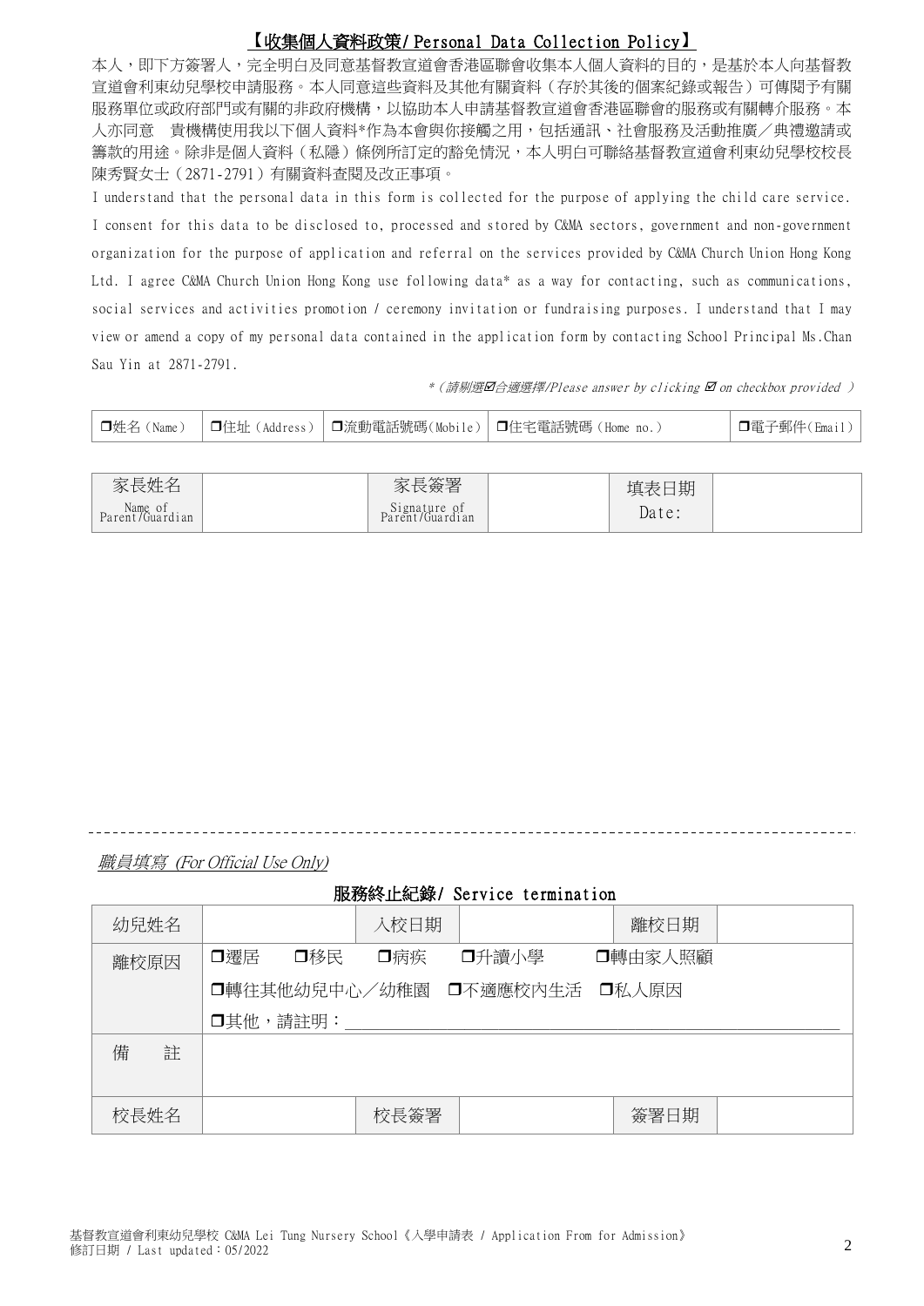## 【收集個人資料政策/ Personal Data Collection Policy】

本人，即下方簽署人，完全明白及同意基督教宣道會香港區聯會收集本人個人資料的目的，是基於本人向基督教宣道會利東幼兒學校申請服務。本人同意這些資料及其他有關資料（存於其後的個案紀錄或報告）可傳閱予有關服務單位或政府部門或有關的非政府機構，以協助本人申請基督教宣道會香港區聯會的服務或有關轉介服務。本人亦同意　貴機構使用我以下個人資料*作為本會與你接觸之用，包括通訊、社會服務及活動推廣／典禮邀請或籌款的用途。除非是個人資料（私隱）條例所訂定的豁免情況，本人明白可聯絡基督教宣道會利東幼兒學校校長陳秀賢女士（2871-2791）有關資料查閱及改正事項。

I understand that the personal data in this form is collected for the purpose of applying the child care service. I consent for this data to be disclosed to, processed and stored by C&MA sectors, government and non-government organization for the purpose of application and referral on the services provided by C&MA Church Union Hong Kong Ltd. I agree C&MA Church Union Hong Kong use following data* as a way for contacting, such as communications, social services and activities promotion / ceremony invitation or fundraising purposes. I understand that I may view or amend a copy of my personal data contained in the application form by contacting School Principal Ms.Chan Sau Yin at 2871-2791.

*（請剔選☑合適選擇/Please answer by clicking ☑ on checkbox provided ）

| | | | | |
|---|---|---|---|---|
| ❒姓名（Name） | ❒住址（Address） | ❒流動電話號碼(Mobile) | ❒住宅電話號碼（Home no.） | ❒電子郵件(Email) |

| | | | | | |
|---|---|---|---|---|---|
| 家長姓名<br>Name of Parent/Guardian | | 家長簽署<br>Signature of Parent/Guardian | | 填表日期<br>Date: | |

---

*職員填寫 (For Official Use Only)*

### 服務終止紀錄/ Service termination

| | | | | | |
|---|---|---|---|---|---|
| 幼兒姓名 | | 入校日期 | | 離校日期 | |
| 離校原因 | ❒遷居　❒移民　❒病疾　❒升讀小學　❒轉由家人照顧<br>❒轉往其他幼兒中心／幼稚園　❒不適應校內生活　❒私人原因<br>❒其他，請註明：＿＿＿＿＿＿＿＿＿＿ | | | | |
| 備　註 | | | | | |
| 校長姓名 | | 校長簽署 | | 簽署日期 | |

基督教宣道會利東幼兒學校 C&MA Lei Tung Nursery School《入學申請表 / Application From for Admission》
修訂日期 / Last updated：05/2022